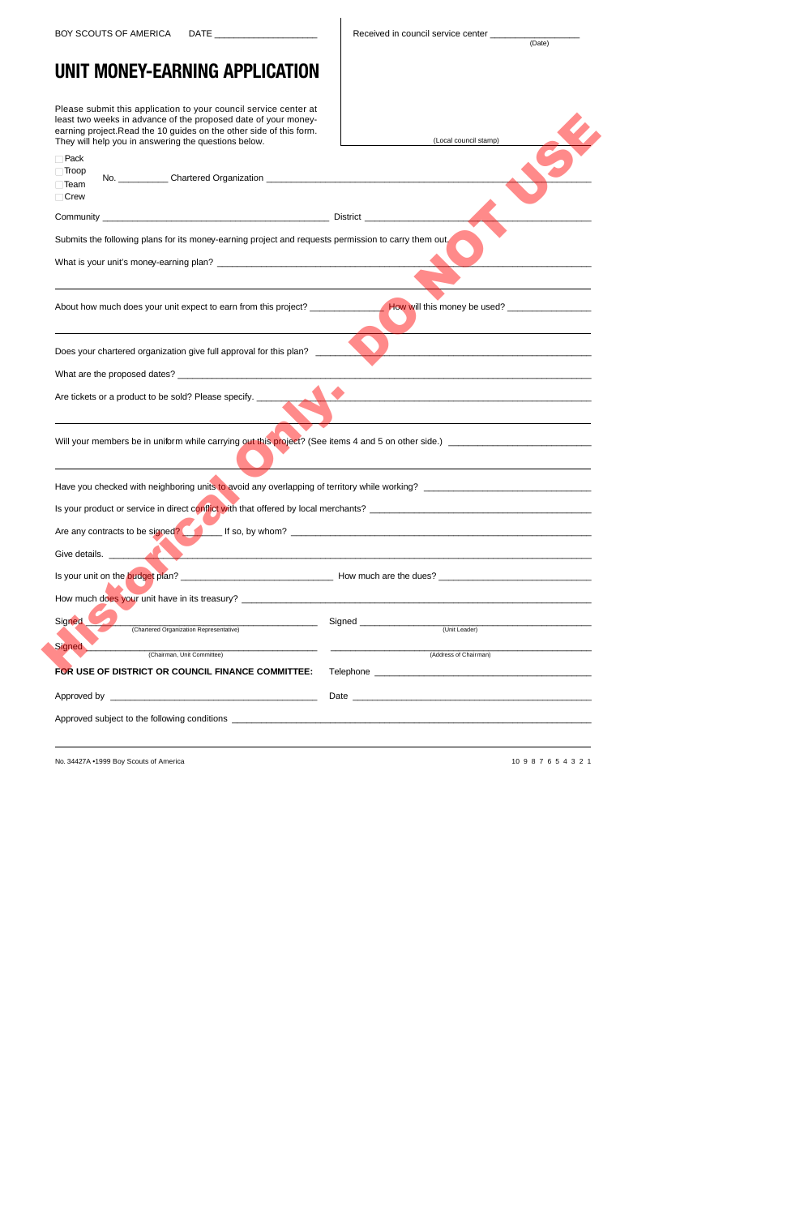BOY SCOUTS OF AMERICA DATE ____________________

Received in council service center ________________
(Date)

# UNIT MONEY-EARNING APPLICATION

Please submit this application to your council service center at least two weeks in advance of the proposed date of your money-earning project.Read the 10 guides on the other side of this form. They will help you in answering the questions below.

(Local council stamp)

Historical Only. DO NOT USE

- ☐ Pack
- ☐ Troop
- ☐ Team
- ☐ Crew

No. __________ Chartered Organization ____________________________________________

Community ____________________________________________ District ______________________________________

Submits the following plans for its money-earning project and requests permission to carry them out.

What is your unit's money-earning plan? ______________________________________________________________

______________________________________________________________________________________

About how much does your unit expect to earn from this project? ______________ How will this money be used? ________________

______________________________________________________________________________________

Does your chartered organization give full approval for this plan? ______________________________________________

What are the proposed dates? ______________________________________________________________________

Are tickets or a product to be sold? Please specify. ______________________________________________________

______________________________________________________________________________________

Will your members be in uniform while carrying out this project? (See items 4 and 5 on other side.) ____________________________

______________________________________________________________________________________

Have you checked with neighboring units to avoid overlapping of territory while working? ________________________________

Is your product or service in direct conflict with that offered by local merchants? ______________________________________

Are any contracts to be signed? ________ If so, by whom? ______________________________________________

Give details. ______________________________________________________________________________

Is your unit on the budget plan? ______________________________ How much are the dues? ______________________________

How much does your unit have in its treasury? ______________________________________________________________

Signed ________________________________________ (Chartered Organization Representative)

Signed ________________________________________ (Unit Leader)

Signed ________________________________________ (Chairman, Unit Committee)

________________________________________ (Address of Chairman)

**FOR USE OF DISTRICT OR COUNCIL FINANCE COMMITTEE:**

Telephone ________________________________________

Approved by ________________________________________ Date ________________________________________

Approved subject to the following conditions ______________________________________________________________

______________________________________________________________________________________

No. 34427A •1999 Boy Scouts of America

10 9 8 7 6 5 4 3 2 1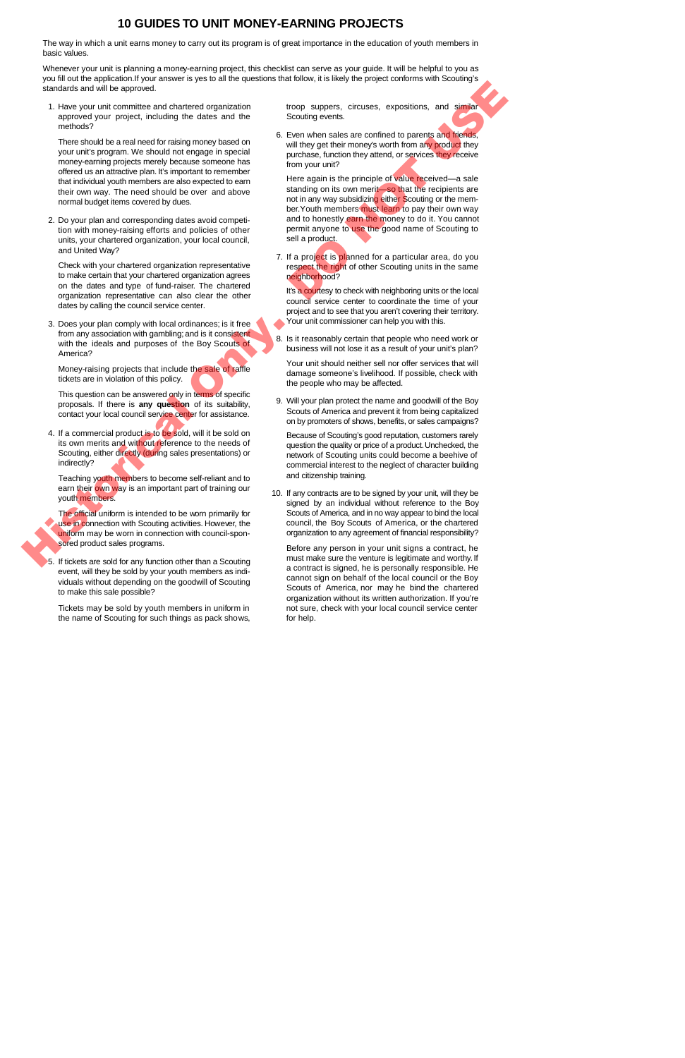# 10 GUIDES TO UNIT MONEY-EARNING PROJECTS

The way in which a unit earns money to carry out its program is of great importance in the education of youth members in basic values.

Whenever your unit is planning a money-earning project, this checklist can serve as your guide. It will be helpful to you as you fill out the application.If your answer is yes to all the questions that follow, it is likely the project conforms with Scouting's standards and will be approved.

1. Have your unit committee and chartered organization approved your project, including the dates and the methods?

   There should be a real need for raising money based on your unit's program. We should not engage in special money-earning projects merely because someone has offered us an attractive plan. It's important to remember that individual youth members are also expected to earn their own way. The need should be over and above normal budget items covered by dues.

2. Do your plan and corresponding dates avoid competition with money-raising efforts and policies of other units, your chartered organization, your local council, and United Way?

   Check with your chartered organization representative to make certain that your chartered organization agrees on the dates and type of fund-raiser. The chartered organization representative can also clear the other dates by calling the council service center.

3. Does your plan comply with local ordinances; is it free from any association with gambling; and is it consistent with the ideals and purposes of the Boy Scouts of America?

   Money-raising projects that include the sale of raffle tickets are in violation of this policy.

   This question can be answered only in terms of specific proposals. If there is **any question** of its suitability, contact your local council service center for assistance.

4. If a commercial product is to be sold, will it be sold on its own merits and without reference to the needs of Scouting, either directly (during sales presentations) or indirectly?

   Teaching youth members to become self-reliant and to earn their own way is an important part of training our youth members.

   The official uniform is intended to be worn primarily for use in connection with Scouting activities. However, the uniform may be worn in connection with council-sponsored product sales programs.

5. If tickets are sold for any function other than a Scouting event, will they be sold by your youth members as individuals without depending on the goodwill of Scouting to make this sale possible?

   Tickets may be sold by youth members in uniform in the name of Scouting for such things as pack shows, troop suppers, circuses, expositions, and similar Scouting events.

6. Even when sales are confined to parents and friends, will they get their money's worth from any product they purchase, function they attend, or services they receive from your unit?

   Here again is the principle of value received—a sale standing on its own merit—so that the recipients are not in any way subsidizing either Scouting or the member.Youth members must learn to pay their own way and to honestly earn the money to do it. You cannot permit anyone to use the good name of Scouting to sell a product.

7. If a project is planned for a particular area, do you respect the right of other Scouting units in the same neighborhood?

   It's a courtesy to check with neighboring units or the local council service center to coordinate the time of your project and to see that you aren't covering their territory. Your unit commissioner can help you with this.

8. Is it reasonably certain that people who need work or business will not lose it as a result of your unit's plan?

   Your unit should neither sell nor offer services that will damage someone's livelihood. If possible, check with the people who may be affected.

9. Will your plan protect the name and goodwill of the Boy Scouts of America and prevent it from being capitalized on by promoters of shows, benefits, or sales campaigns?

   Because of Scouting's good reputation, customers rarely question the quality or price of a product. Unchecked, the network of Scouting units could become a beehive of commercial interest to the neglect of character building and citizenship training.

10. If any contracts are to be signed by your unit, will they be signed by an individual without reference to the Boy Scouts of America, and in no way appear to bind the local council, the Boy Scouts of America, or the chartered organization to any agreement of financial responsibility?

    Before any person in your unit signs a contract, he must make sure the venture is legitimate and worthy. If a contract is signed, he is personally responsible. He cannot sign on behalf of the local council or the Boy Scouts of America, nor may he bind the chartered organization without its written authorization. If you're not sure, check with your local council service center for help.

Historical Only. Do Not Use